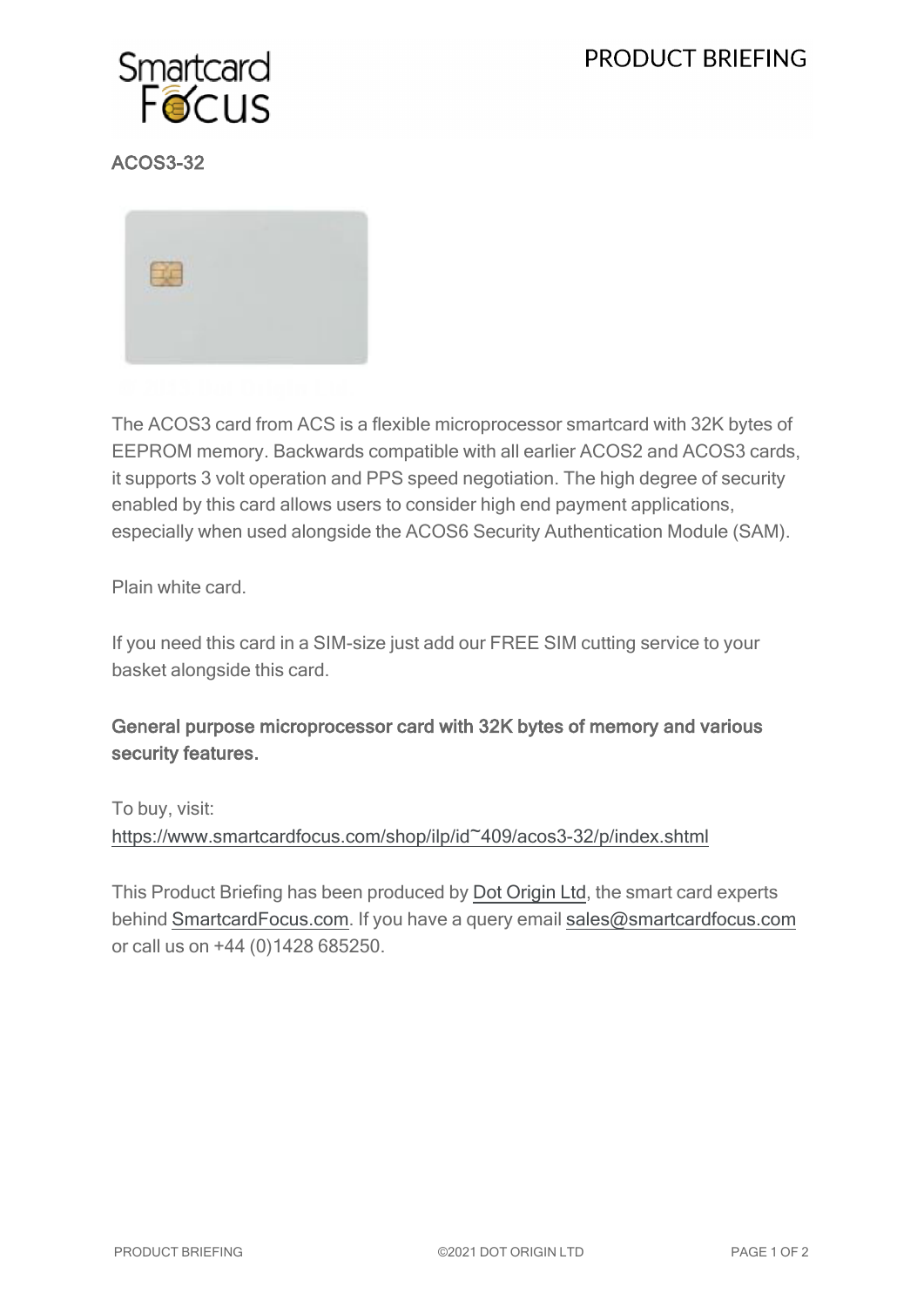## ACOS3-32

The ACOS3 card from ACS is a flexible microprocessor smartcard with 32K bytes of EEPROM memory. Backwards compatible with all earlier ACOS2 and ACOS3 cards, it supports 3 volt operation and PPS speed negotiation. The high degree of security enabled by this card allows users to consider high end payment applications, especially when used alongside the ACOS6 Security Authentication Module (SAM).

Plain white card.

If you need this card in a SIM-size just add our FREE SIM cutting service to your basket alongside this card.

**General purpose microprocessor card with 32K bytes of memory and various security features.**

To buy, visit:
https://www.smartcardfocus.com/shop/ilp/id~409/acos3-32/p/index.shtml

This Product Briefing has been produced by Dot Origin Ltd, the smart card experts behind SmartcardFocus.com. If you have a query email sales@smartcardfocus.com or call us on +44 (0)1428 685250.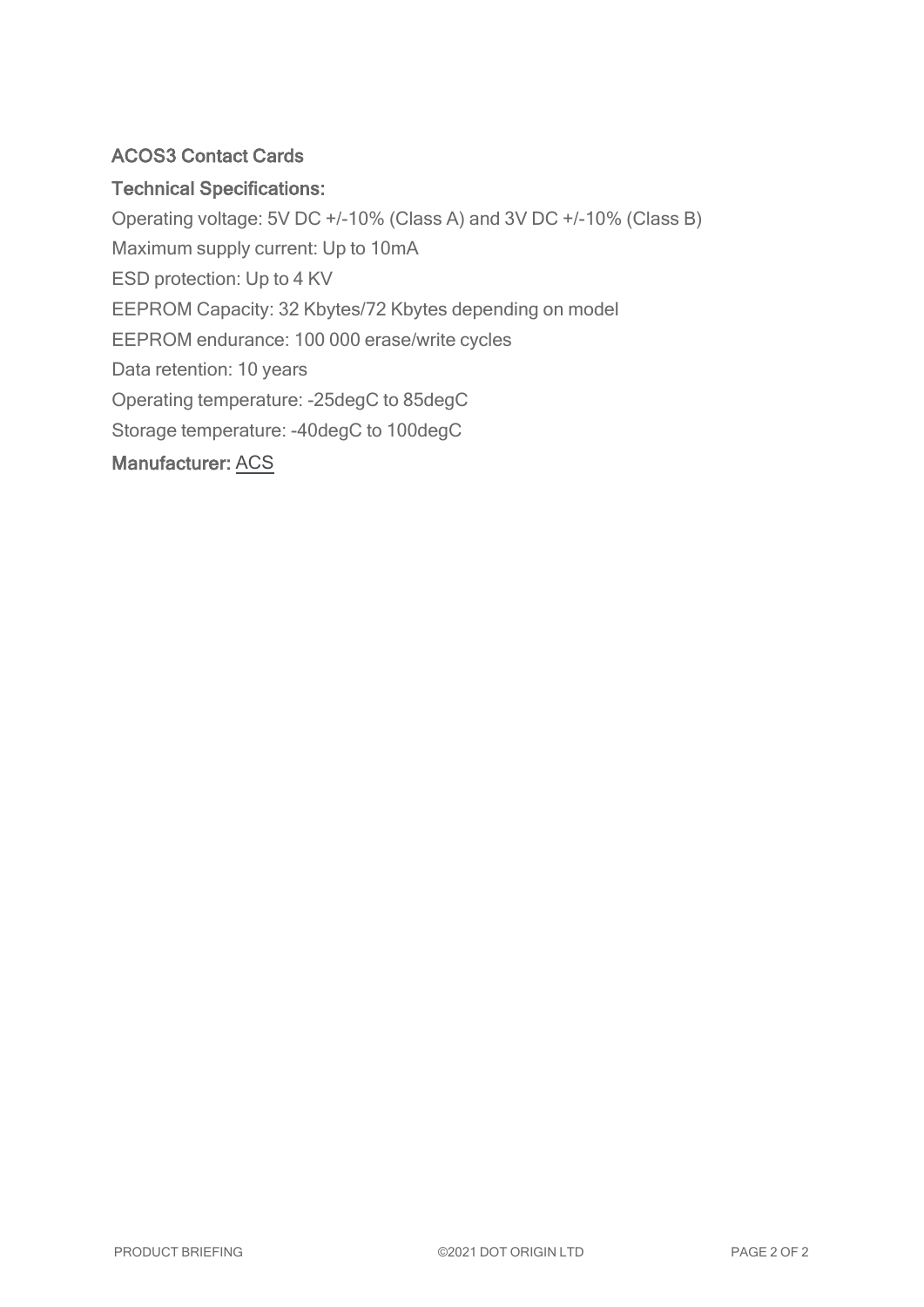## ACOS3 Contact Cards

### Technical Specifications:

Operating voltage: 5V DC +/-10% (Class A) and 3V DC +/-10% (Class B)

Maximum supply current: Up to 10mA

ESD protection: Up to 4 KV

EEPROM Capacity: 32 Kbytes/72 Kbytes depending on model

EEPROM endurance: 100 000 erase/write cycles

Data retention: 10 years

Operating temperature: -25degC to 85degC

Storage temperature: -40degC to 100degC

**Manufacturer:** ACS